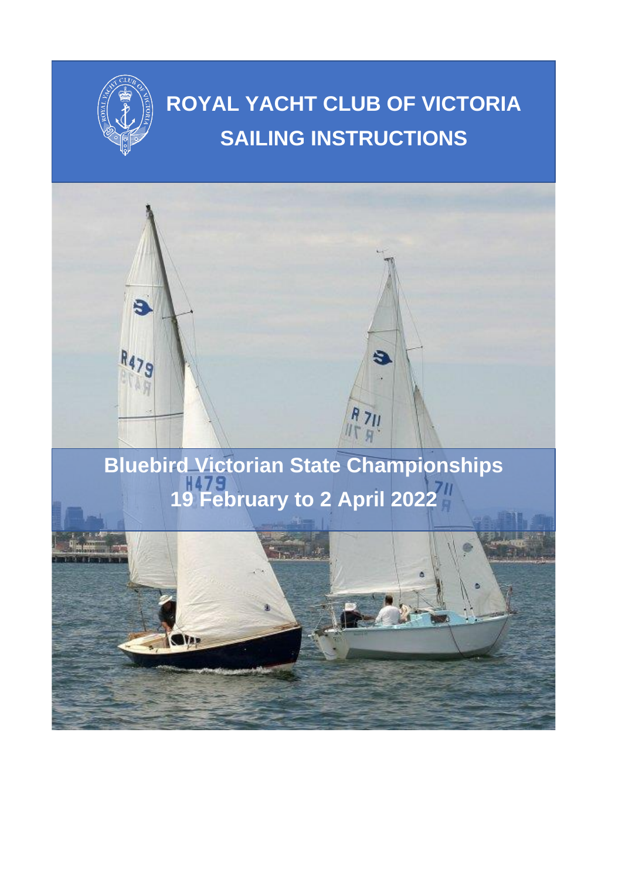# ROYAL YACHT CLUB OF VICTORIA

# SAILING INSTRUCTIONS

## Bluebird Victorian State Championships

## 19 February to 2 April 2022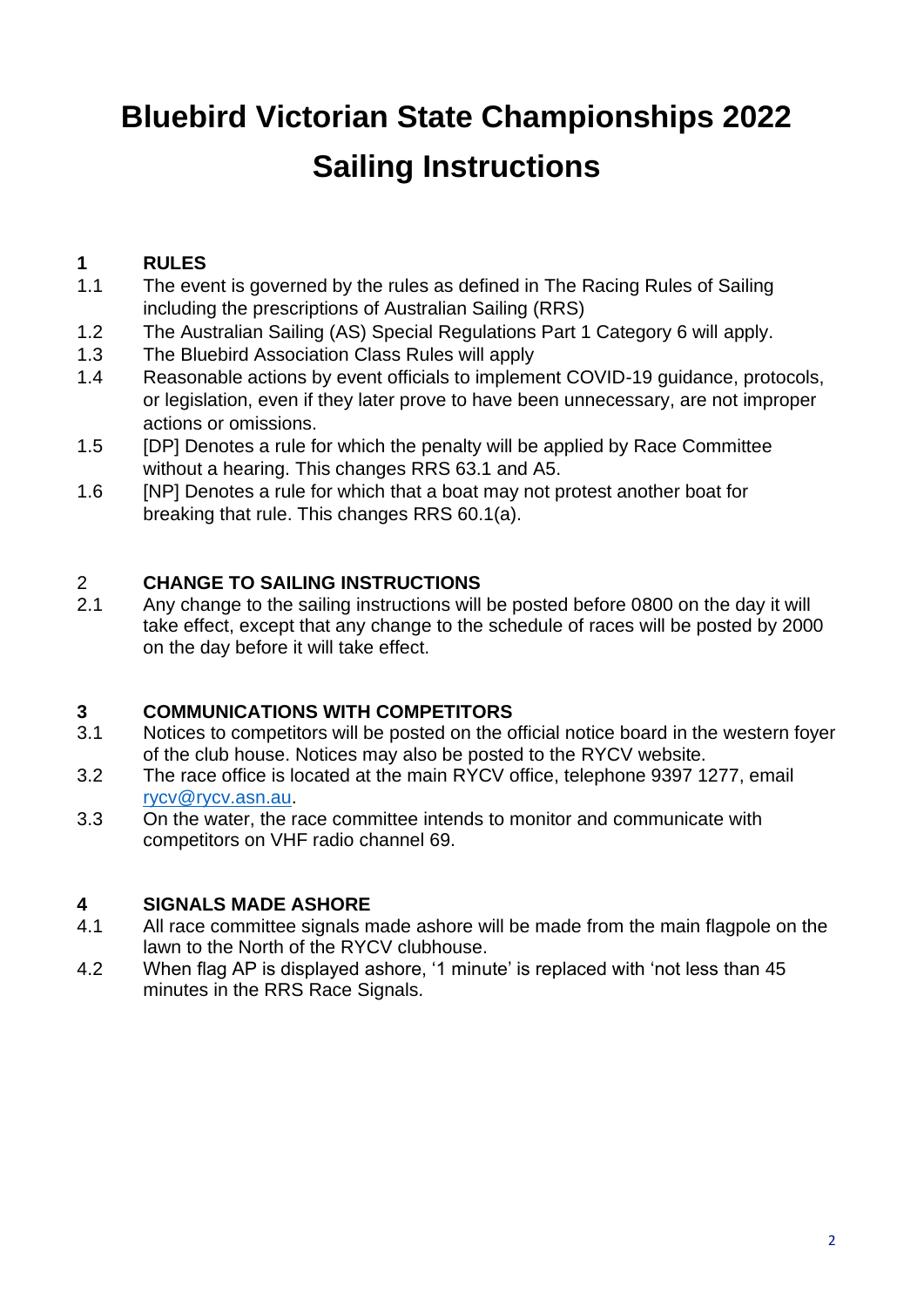# Bluebird Victorian State Championships 2022
# Sailing Instructions

## 1 RULES

1.1 The event is governed by the rules as defined in The Racing Rules of Sailing including the prescriptions of Australian Sailing (RRS)

1.2 The Australian Sailing (AS) Special Regulations Part 1 Category 6 will apply.

1.3 The Bluebird Association Class Rules will apply

1.4 Reasonable actions by event officials to implement COVID-19 guidance, protocols, or legislation, even if they later prove to have been unnecessary, are not improper actions or omissions.

1.5 [DP] Denotes a rule for which the penalty will be applied by Race Committee without a hearing. This changes RRS 63.1 and A5.

1.6 [NP] Denotes a rule for which that a boat may not protest another boat for breaking that rule. This changes RRS 60.1(a).

## 2 CHANGE TO SAILING INSTRUCTIONS

2.1 Any change to the sailing instructions will be posted before 0800 on the day it will take effect, except that any change to the schedule of races will be posted by 2000 on the day before it will take effect.

## 3 COMMUNICATIONS WITH COMPETITORS

3.1 Notices to competitors will be posted on the official notice board in the western foyer of the club house. Notices may also be posted to the RYCV website.

3.2 The race office is located at the main RYCV office, telephone 9397 1277, email rycv@rycv.asn.au.

3.3 On the water, the race committee intends to monitor and communicate with competitors on VHF radio channel 69.

## 4 SIGNALS MADE ASHORE

4.1 All race committee signals made ashore will be made from the main flagpole on the lawn to the North of the RYCV clubhouse.

4.2 When flag AP is displayed ashore, '1 minute' is replaced with 'not less than 45 minutes in the RRS Race Signals.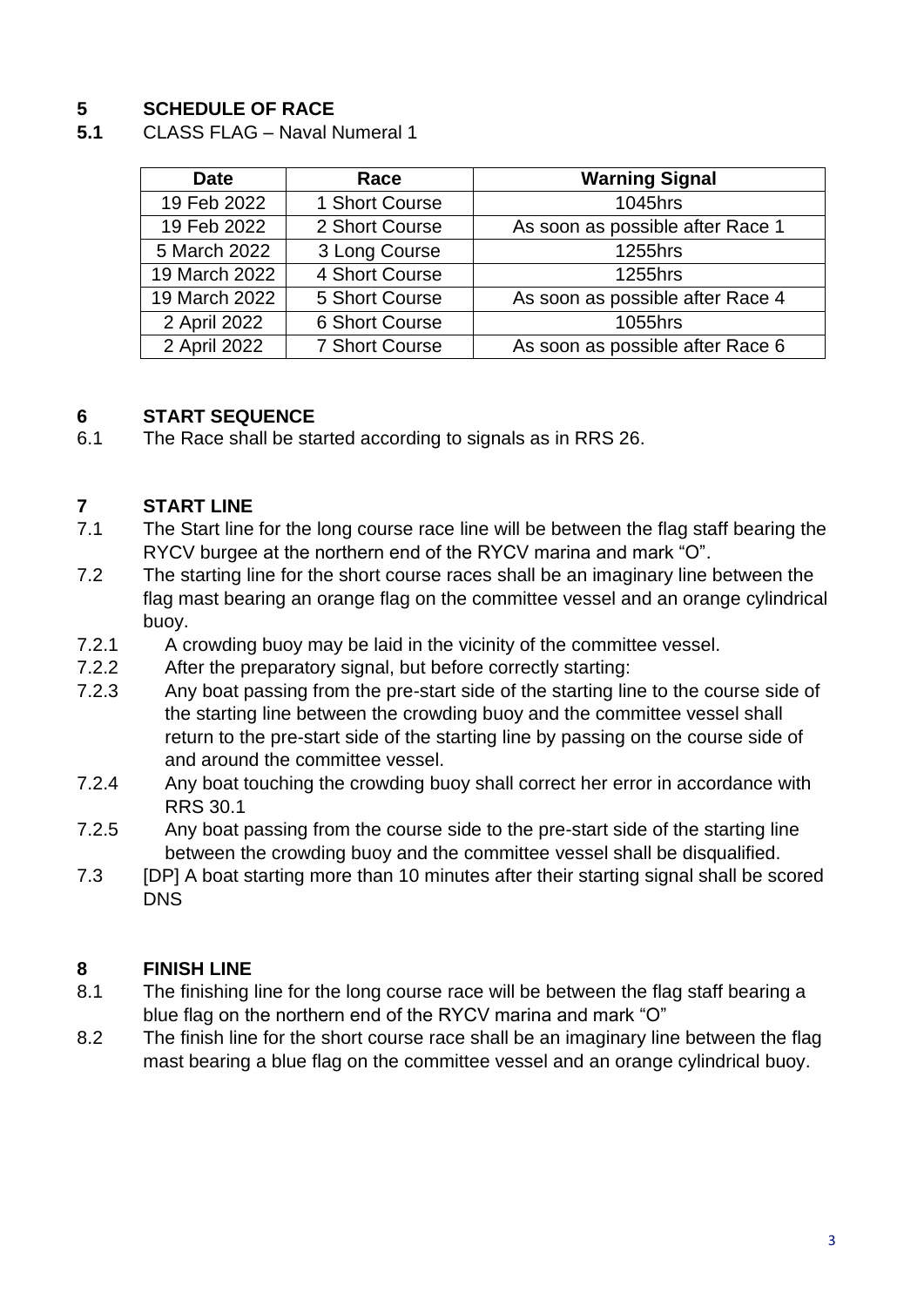## 5 SCHEDULE OF RACE

**5.1** CLASS FLAG – Naval Numeral 1

| Date | Race | Warning Signal |
|---|---|---|
| 19 Feb 2022 | 1 Short Course | 1045hrs |
| 19 Feb 2022 | 2 Short Course | As soon as possible after Race 1 |
| 5 March 2022 | 3 Long Course | 1255hrs |
| 19 March 2022 | 4 Short Course | 1255hrs |
| 19 March 2022 | 5 Short Course | As soon as possible after Race 4 |
| 2 April 2022 | 6 Short Course | 1055hrs |
| 2 April 2022 | 7 Short Course | As soon as possible after Race 6 |

## 6 START SEQUENCE

6.1 The Race shall be started according to signals as in RRS 26.

## 7 START LINE

7.1 The Start line for the long course race line will be between the flag staff bearing the RYCV burgee at the northern end of the RYCV marina and mark "O".

7.2 The starting line for the short course races shall be an imaginary line between the flag mast bearing an orange flag on the committee vessel and an orange cylindrical buoy.

7.2.1 A crowding buoy may be laid in the vicinity of the committee vessel.

7.2.2 After the preparatory signal, but before correctly starting:

7.2.3 Any boat passing from the pre-start side of the starting line to the course side of the starting line between the crowding buoy and the committee vessel shall return to the pre-start side of the starting line by passing on the course side of and around the committee vessel.

7.2.4 Any boat touching the crowding buoy shall correct her error in accordance with RRS 30.1

7.2.5 Any boat passing from the course side to the pre-start side of the starting line between the crowding buoy and the committee vessel shall be disqualified.

7.3 [DP] A boat starting more than 10 minutes after their starting signal shall be scored DNS

## 8 FINISH LINE

8.1 The finishing line for the long course race will be between the flag staff bearing a blue flag on the northern end of the RYCV marina and mark "O"

8.2 The finish line for the short course race shall be an imaginary line between the flag mast bearing a blue flag on the committee vessel and an orange cylindrical buoy.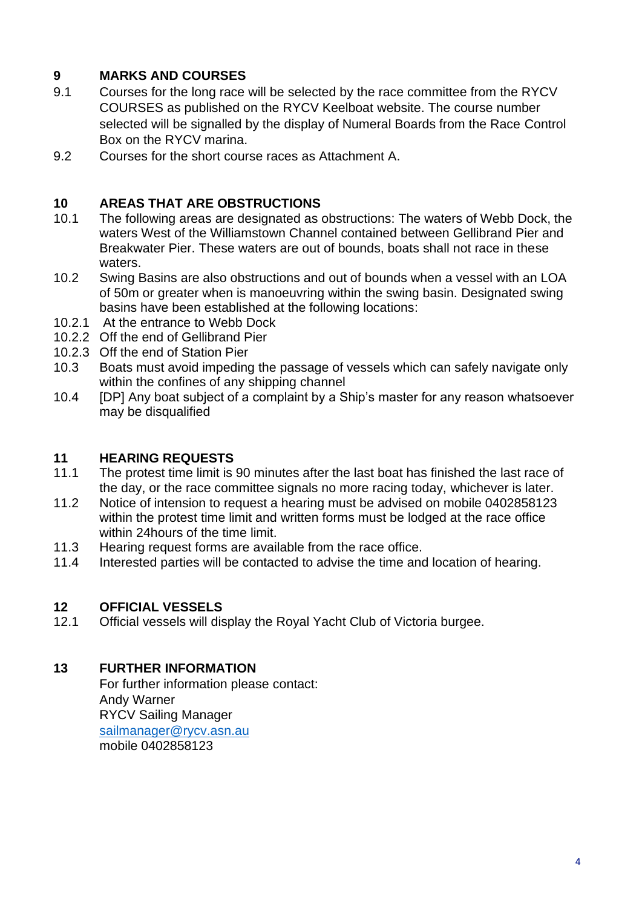## 9 MARKS AND COURSES

9.1 Courses for the long race will be selected by the race committee from the RYCV COURSES as published on the RYCV Keelboat website. The course number selected will be signalled by the display of Numeral Boards from the Race Control Box on the RYCV marina.

9.2 Courses for the short course races as Attachment A.

## 10 AREAS THAT ARE OBSTRUCTIONS

10.1 The following areas are designated as obstructions: The waters of Webb Dock, the waters West of the Williamstown Channel contained between Gellibrand Pier and Breakwater Pier. These waters are out of bounds, boats shall not race in these waters.

10.2 Swing Basins are also obstructions and out of bounds when a vessel with an LOA of 50m or greater when is manoeuvring within the swing basin. Designated swing basins have been established at the following locations:

10.2.1 At the entrance to Webb Dock

10.2.2 Off the end of Gellibrand Pier

10.2.3 Off the end of Station Pier

10.3 Boats must avoid impeding the passage of vessels which can safely navigate only within the confines of any shipping channel

10.4 [DP] Any boat subject of a complaint by a Ship's master for any reason whatsoever may be disqualified

## 11 HEARING REQUESTS

11.1 The protest time limit is 90 minutes after the last boat has finished the last race of the day, or the race committee signals no more racing today, whichever is later.

11.2 Notice of intension to request a hearing must be advised on mobile 0402858123 within the protest time limit and written forms must be lodged at the race office within 24hours of the time limit.

11.3 Hearing request forms are available from the race office.

11.4 Interested parties will be contacted to advise the time and location of hearing.

## 12 OFFICIAL VESSELS

12.1 Official vessels will display the Royal Yacht Club of Victoria burgee.

## 13 FURTHER INFORMATION

For further information please contact:
Andy Warner
RYCV Sailing Manager
sailmanager@rycv.asn.au
mobile 0402858123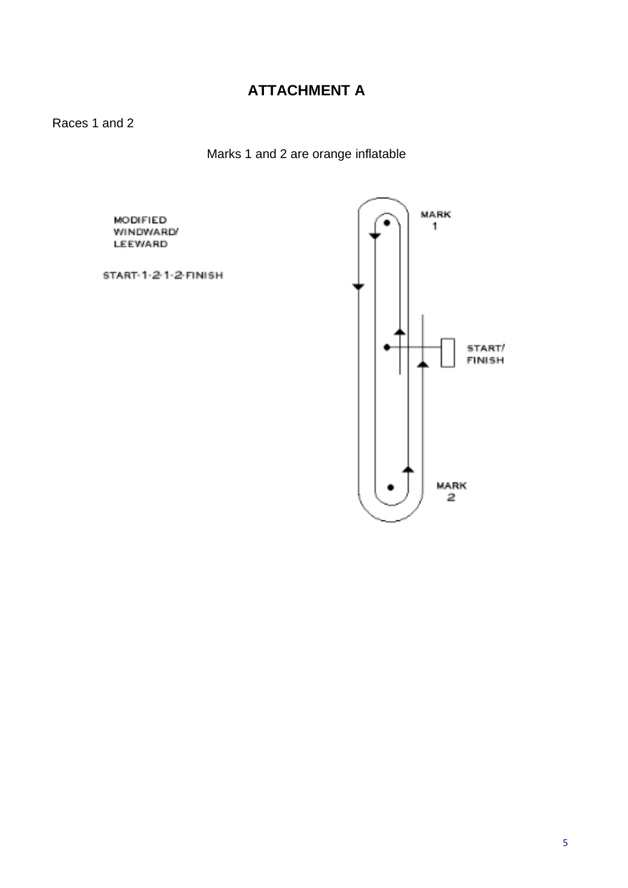# ATTACHMENT A

Races 1 and 2

Marks 1 and 2 are orange inflatable

MODIFIED WINDWARD/ LEEWARD

START-1-2-1-2-FINISH

MARK 1

START/ FINISH

MARK 2